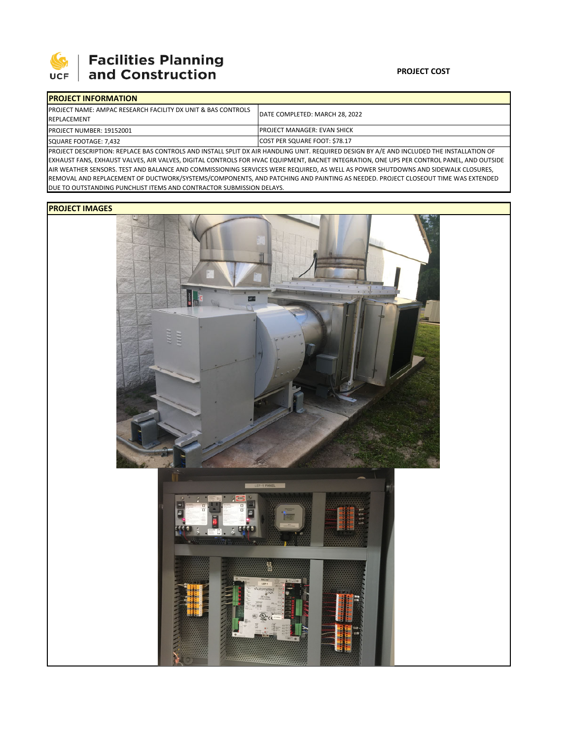**UCF Facilities Planning and Construction**

**PROJECT COST**

| **PROJECT INFORMATION** | |
|---|---|
| PROJECT NAME: AMPAC RESEARCH FACILITY DX UNIT & BAS CONTROLS REPLACEMENT | DATE COMPLETED: MARCH 28, 2022 |
| PROJECT NUMBER: 19152001 | PROJECT MANAGER: EVAN SHICK |
| SQUARE FOOTAGE: 7,432 | COST PER SQUARE FOOT: $78.17 |

PROJECT DESCRIPTION: REPLACE BAS CONTROLS AND INSTALL SPLIT DX AIR HANDLING UNIT. REQUIRED DESIGN BY A/E AND INCLUDED THE INSTALLATION OF EXHAUST FANS, EXHAUST VALVES, AIR VALVES, DIGITAL CONTROLS FOR HVAC EQUIPMENT, BACNET INTEGRATION, ONE UPS PER CONTROL PANEL, AND OUTSIDE AIR WEATHER SENSORS. TEST AND BALANCE AND COMMISSIONING SERVICES WERE REQUIRED, AS WELL AS POWER SHUTDOWNS AND SIDEWALK CLOSURES, REMOVAL AND REPLACEMENT OF DUCTWORK/SYSTEMS/COMPONENTS, AND PATCHING AND PAINTING AS NEEDED. PROJECT CLOSEOUT TIME WAS EXTENDED DUE TO OUTSTANDING PUNCHLIST ITEMS AND CONTRACTOR SUBMISSION DELAYS.

**PROJECT IMAGES**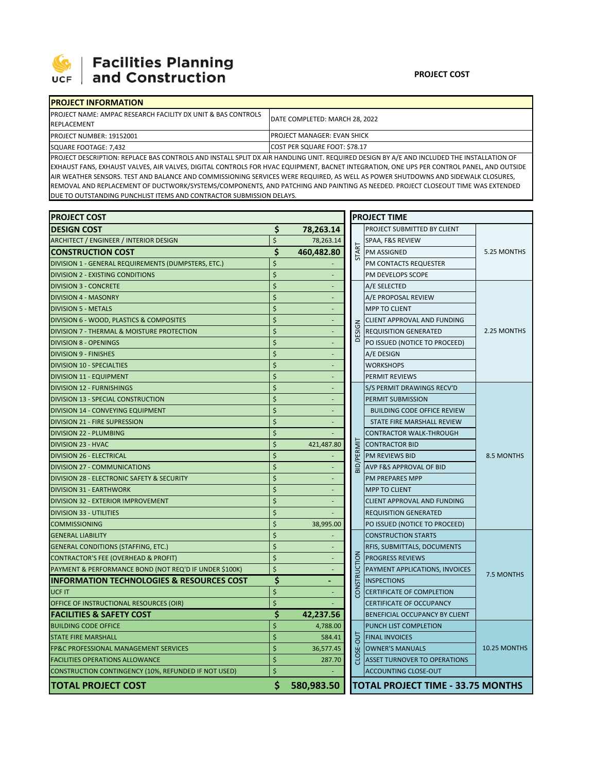**Facilities Planning and Construction**

**PROJECT COST**

| PROJECT INFORMATION | |
|---|---|
| PROJECT NAME: AMPAC RESEARCH FACILITY DX UNIT & BAS CONTROLS REPLACEMENT | DATE COMPLETED: MARCH 28, 2022 |
| PROJECT NUMBER: 19152001 | PROJECT MANAGER: EVAN SHICK |
| SQUARE FOOTAGE: 7,432 | COST PER SQUARE FOOT: $78.17 |

PROJECT DESCRIPTION: REPLACE BAS CONTROLS AND INSTALL SPLIT DX AIR HANDLING UNIT. REQUIRED DESIGN BY A/E AND INCLUDED THE INSTALLATION OF EXHAUST FANS, EXHAUST VALVES, AIR VALVES, DIGITAL CONTROLS FOR HVAC EQUIPMENT, BACNET INTEGRATION, ONE UPS PER CONTROL PANEL, AND OUTSIDE AIR WEATHER SENSORS. TEST AND BALANCE AND COMMISSIONING SERVICES WERE REQUIRED, AS WELL AS POWER SHUTDOWNS AND SIDEWALK CLOSURES, REMOVAL AND REPLACEMENT OF DUCTWORK/SYSTEMS/COMPONENTS, AND PATCHING AND PAINTING AS NEEDED. PROJECT CLOSEOUT TIME WAS EXTENDED DUE TO OUTSTANDING PUNCHLIST ITEMS AND CONTRACTOR SUBMISSION DELAYS.

| PROJECT COST | |
|---|---|
| **DESIGN COST** | **$ 78,263.14** |
| ARCHITECT / ENGINEER / INTERIOR DESIGN | $ 78,263.14 |
| **CONSTRUCTION COST** | **$ 460,482.80** |
| DIVISION 1 - GENERAL REQUIREMENTS (DUMPSTERS, ETC.) | $ - |
| DIVISION 2 - EXISTING CONDITIONS | $ - |
| DIVISION 3 - CONCRETE | $ - |
| DIVISION 4 - MASONRY | $ - |
| DIVISION 5 - METALS | $ - |
| DIVISION 6 - WOOD, PLASTICS & COMPOSITES | $ - |
| DIVISION 7 - THERMAL & MOISTURE PROTECTION | $ - |
| DIVISION 8 - OPENINGS | $ - |
| DIVISION 9 - FINISHES | $ - |
| DIVISION 10 - SPECIALTIES | $ - |
| DIVISION 11 - EQUIPMENT | $ - |
| DIVISION 12 - FURNISHINGS | $ - |
| DIVISION 13 - SPECIAL CONSTRUCTION | $ - |
| DIVISION 14 - CONVEYING EQUIPMENT | $ - |
| DIVISION 21 - FIRE SUPRESSION | $ - |
| DIVISION 22 - PLUMBING | $ - |
| DIVISION 23 - HVAC | $ 421,487.80 |
| DIVISION 26 - ELECTRICAL | $ - |
| DIVISION 27 - COMMUNICATIONS | $ - |
| DIVISION 28 - ELECTRONIC SAFETY & SECURITY | $ - |
| DIVISION 31 - EARTHWORK | $ - |
| DIVISION 32 - EXTERIOR IMPROVEMENT | $ - |
| DIVISION 33 - UTILITIES | $ - |
| COMMISSIONING | $ 38,995.00 |
| GENERAL LIABILITY | $ - |
| GENERAL CONDITIONS (STAFFING, ETC.) | $ - |
| CONTRACTOR'S FEE (OVERHEAD & PROFIT) | $ - |
| PAYMENT & PERFORMANCE BOND (NOT REQ'D IF UNDER $100K) | $ - |
| **INFORMATION TECHNOLOGIES & RESOURCES COST** | **$ -** |
| UCF IT | $ - |
| OFFICE OF INSTRUCTIONAL RESOURCES (OIR) | $ - |
| **FACILITIES & SAFETY COST** | **$ 42,237.56** |
| BUILDING CODE OFFICE | $ 4,788.00 |
| STATE FIRE MARSHALL | $ 584.41 |
| FP&C PROFESSIONAL MANAGEMENT SERVICES | $ 36,577.45 |
| FACILITIES OPERATIONS ALLOWANCE | $ 287.70 |
| CONSTRUCTION CONTINGENCY (10%, REFUNDED IF NOT USED) | $ - |
| **TOTAL PROJECT COST** | **$ 580,983.50** |

| PROJECT TIME | | |
|---|---|---|
| START | PROJECT SUBMITTED BY CLIENT | 5.25 MONTHS |
| | SPAA, F&S REVIEW | |
| | PM ASSIGNED | |
| | PM CONTACTS REQUESTER | |
| | PM DEVELOPS SCOPE | |
| DESIGN | A/E SELECTED | 2.25 MONTHS |
| | A/E PROPOSAL REVIEW | |
| | MPP TO CLIENT | |
| | CLIENT APPROVAL AND FUNDING | |
| | REQUISITION GENERATED | |
| | PO ISSUED (NOTICE TO PROCEED) | |
| | A/E DESIGN | |
| | WORKSHOPS | |
| | PERMIT REVIEWS | |
| BID/PERMIT | S/S PERMIT DRAWINGS RECV'D | 8.5 MONTHS |
| | PERMIT SUBMISSION | |
| | BUILDING CODE OFFICE REVIEW | |
| | STATE FIRE MARSHALL REVIEW | |
| | CONTRACTOR WALK-THROUGH | |
| | CONTRACTOR BID | |
| | PM REVIEWS BID | |
| | AVP F&S APPROVAL OF BID | |
| | PM PREPARES MPP | |
| | MPP TO CLIENT | |
| | CLIENT APPROVAL AND FUNDING | |
| | REQUISITION GENERATED | |
| | PO ISSUED (NOTICE TO PROCEED) | |
| CONSTRUCTION | CONSTRUCTION STARTS | 7.5 MONTHS |
| | RFIS, SUBMITTALS, DOCUMENTS | |
| | PROGRESS REVIEWS | |
| | PAYMENT APPLICATIONS, INVOICES | |
| | INSPECTIONS | |
| | CERTIFICATE OF COMPLETION | |
| | CERTIFICATE OF OCCUPANCY | |
| | BENEFICIAL OCCUPANCY BY CLIENT | |
| CLOSE-OUT | PUNCH LIST COMPLETION | 10.25 MONTHS |
| | FINAL INVOICES | |
| | OWNER'S MANUALS | |
| | ASSET TURNOVER TO OPERATIONS | |
| | ACCOUNTING CLOSE-OUT | |
| **TOTAL PROJECT TIME - 33.75 MONTHS** | | |